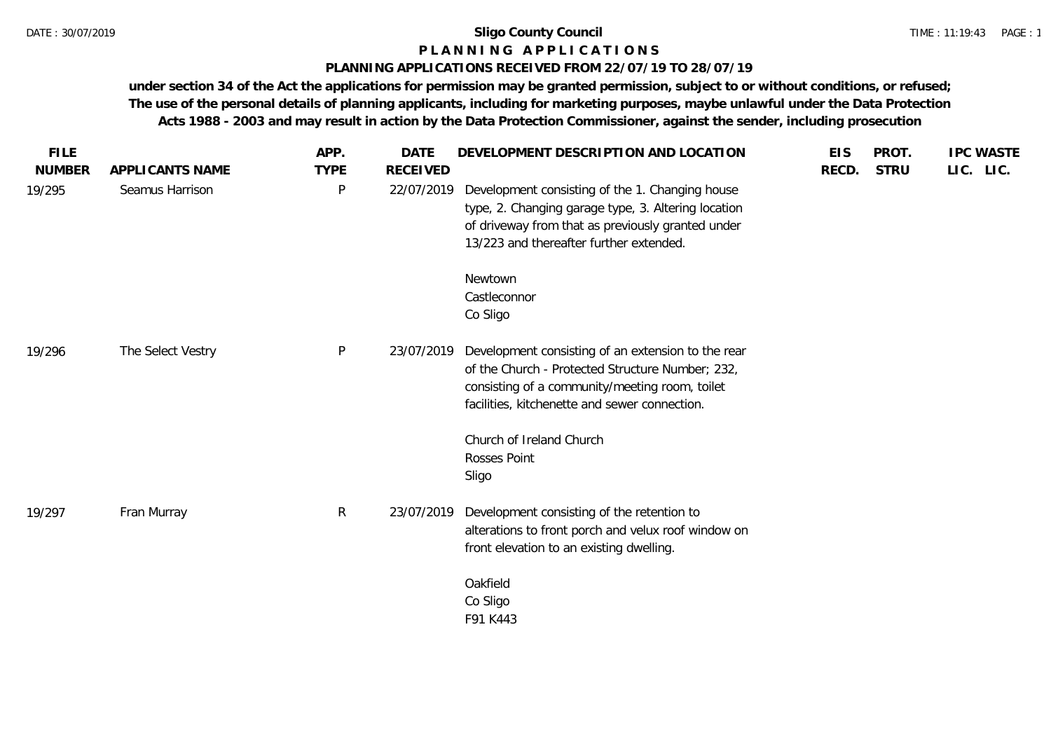**Sligo County Council**

# P L A N N I N G  A P P L I C A T I O N S

## PLANNING APPLICATIONS RECEIVED FROM 22/07/19 TO 28/07/19

**under section 34 of the Act the applications for permission may be granted permission, subject to or without conditions, or refused; The use of the personal details of planning applicants, including for marketing purposes, maybe unlawful under the Data Protection Acts 1988 - 2003 and may result in action by the Data Protection Commissioner, against the sender, including prosecution**

| FILE NUMBER | APPLICANTS NAME | APP. TYPE | DATE RECEIVED | DEVELOPMENT DESCRIPTION AND LOCATION | EIS RECD. | PROT. STRU | IPC LIC. | WASTE LIC. |
|---|---|---|---|---|---|---|---|---|
| 19/295 | Seamus Harrison | P | 22/07/2019 | Development consisting of the 1. Changing house type, 2. Changing garage type, 3. Altering location of driveway from that as previously granted under 13/223 and thereafter further extended.<br><br>Newtown<br>Castleconnor<br>Co Sligo | | | | |
| 19/296 | The Select Vestry | P | 23/07/2019 | Development consisting of an extension to the rear of the Church - Protected Structure Number; 232, consisting of a community/meeting room, toilet facilities, kitchenette and sewer connection.<br><br>Church of Ireland Church<br>Rosses Point<br>Sligo | | | | |
| 19/297 | Fran Murray | R | 23/07/2019 | Development consisting of the retention to alterations to front porch and velux roof window on front elevation to an existing dwelling.<br><br>Oakfield<br>Co Sligo<br>F91 K443 | | | | |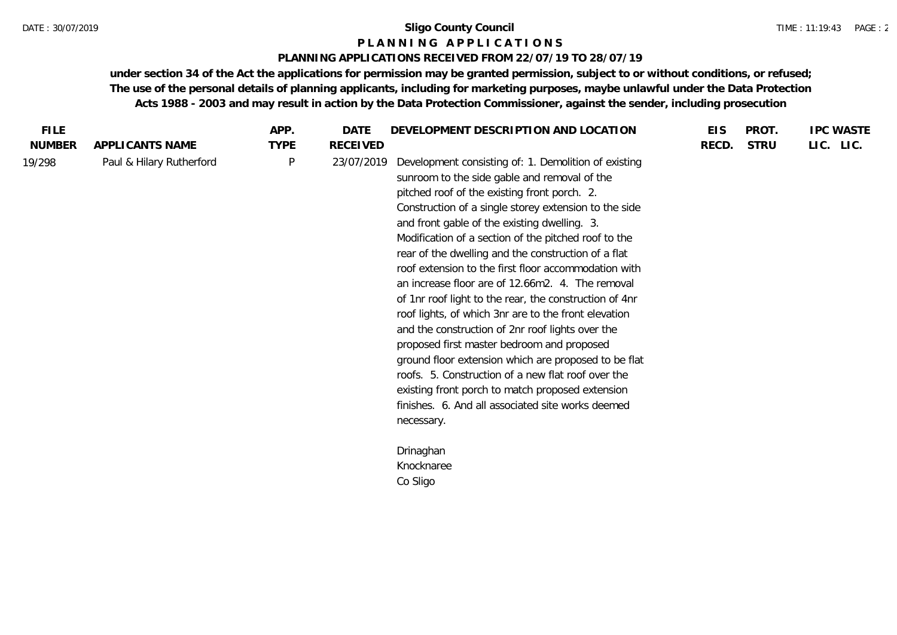**Sligo County Council**

**P L A N N I N G   A P P L I C A T I O N S**

**PLANNING APPLICATIONS RECEIVED FROM 22/07/19 TO 28/07/19**

**under section 34 of the Act the applications for permission may be granted permission, subject to or without conditions, or refused; The use of the personal details of planning applicants, including for marketing purposes, maybe unlawful under the Data Protection Acts 1988 - 2003 and may result in action by the Data Protection Commissioner, against the sender, including prosecution**

| FILE NUMBER | APPLICANTS NAME | APP. TYPE | DATE RECEIVED | DEVELOPMENT DESCRIPTION AND LOCATION | EIS RECD. | PROT. STRU | IPC LIC. | WASTE LIC. |
|---|---|---|---|---|---|---|---|---|
| 19/298 | Paul & Hilary Rutherford | P | 23/07/2019 | Development consisting of: 1. Demolition of existing sunroom to the side gable and removal of the pitched roof of the existing front porch. 2. Construction of a single storey extension to the side and front gable of the existing dwelling. 3. Modification of a section of the pitched roof to the rear of the dwelling and the construction of a flat roof extension to the first floor accommodation with an increase floor are of 12.66m2. 4. The removal of 1nr roof light to the rear, the construction of 4nr roof lights, of which 3nr are to the front elevation and the construction of 2nr roof lights over the proposed first master bedroom and proposed ground floor extension which are proposed to be flat roofs. 5. Construction of a new flat roof over the existing front porch to match proposed extension finishes. 6. And all associated site works deemed necessary.<br><br>Drinaghan<br>Knocknaree<br>Co Sligo | | | | |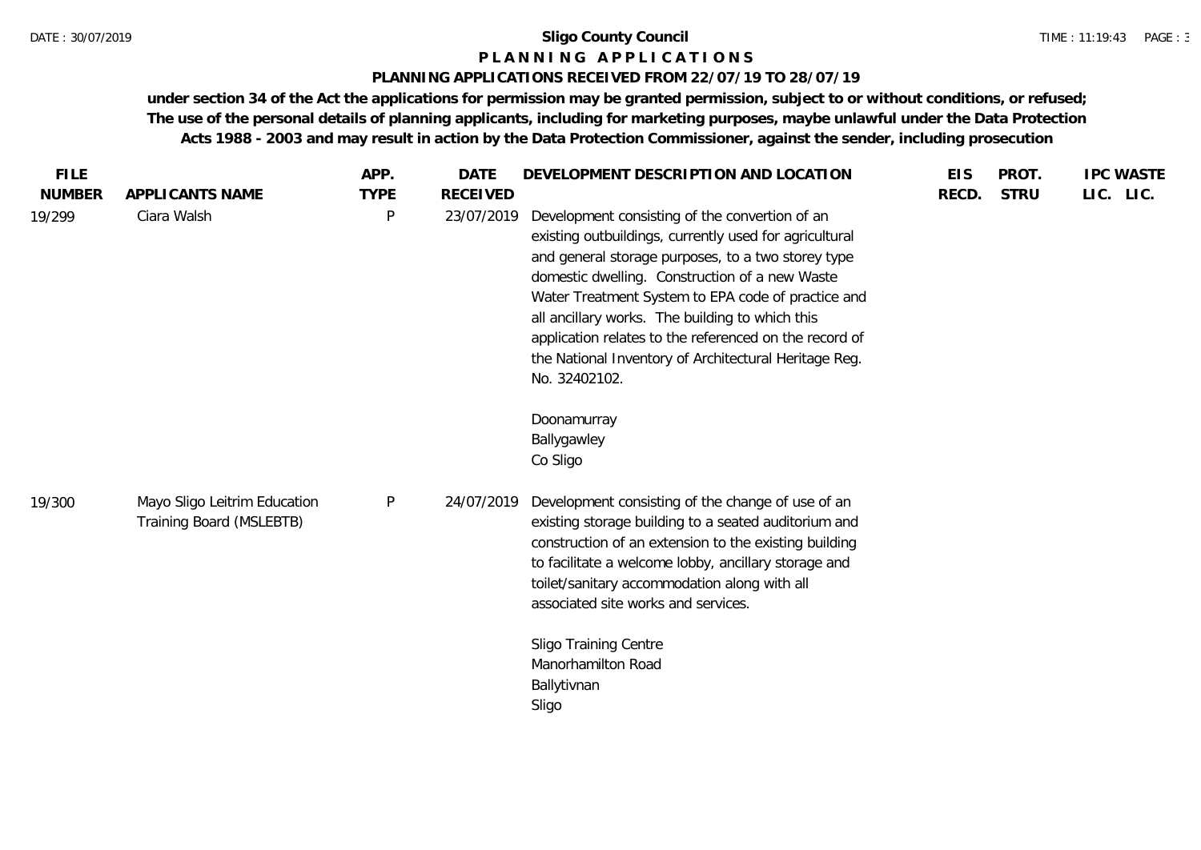**Sligo County Council**

**P L A N N I N G   A P P L I C A T I O N S**

**PLANNING APPLICATIONS RECEIVED FROM 22/07/19 TO 28/07/19**

**under section 34 of the Act the applications for permission may be granted permission, subject to or without conditions, or refused; The use of the personal details of planning applicants, including for marketing purposes, maybe unlawful under the Data Protection Acts 1988 - 2003 and may result in action by the Data Protection Commissioner, against the sender, including prosecution**

| FILE NUMBER | APPLICANTS NAME | APP. TYPE | DATE RECEIVED | DEVELOPMENT DESCRIPTION AND LOCATION | EIS RECD. | PROT. STRU | IPC LIC. | WASTE LIC. |
|---|---|---|---|---|---|---|---|---|
| 19/299 | Ciara Walsh | P | 23/07/2019 | Development consisting of the convertion of an existing outbuildings, currently used for agricultural and general storage purposes, to a two storey type domestic dwelling. Construction of a new Waste Water Treatment System to EPA code of practice and all ancillary works. The building to which this application relates to the referenced on the record of the National Inventory of Architectural Heritage Reg. No. 32402102.<br><br>Doonamurray<br>Ballygawley<br>Co Sligo | | | | |
| 19/300 | Mayo Sligo Leitrim Education Training Board (MSLEBTB) | P | 24/07/2019 | Development consisting of the change of use of an existing storage building to a seated auditorium and construction of an extension to the existing building to facilitate a welcome lobby, ancillary storage and toilet/sanitary accommodation along with all associated site works and services.<br><br>Sligo Training Centre<br>Manorhamilton Road<br>Ballytivnan<br>Sligo | | | | |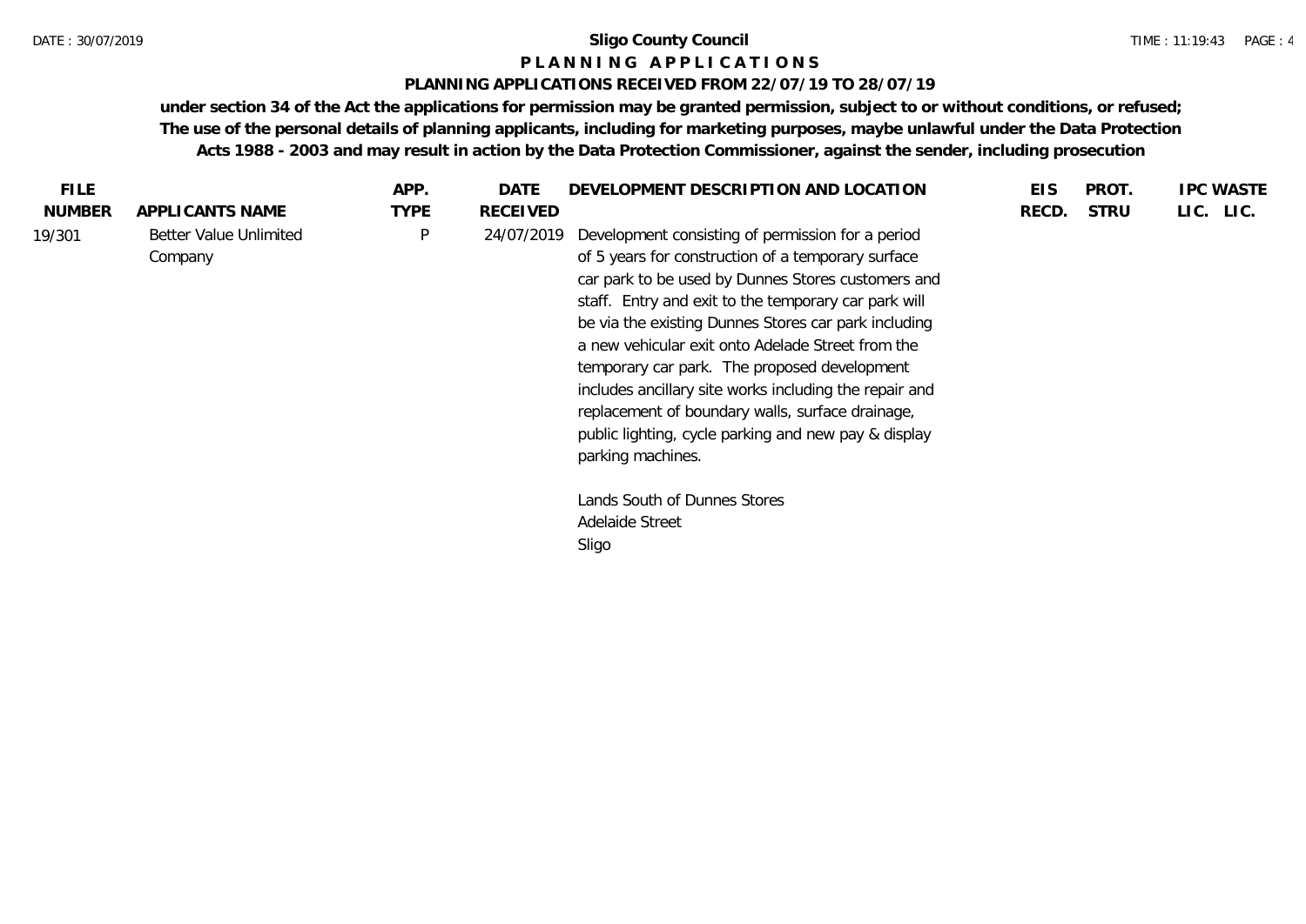# Sligo County Council

## PLANNING APPLICATIONS

### PLANNING APPLICATIONS RECEIVED FROM 22/07/19 TO 28/07/19

**under section 34 of the Act the applications for permission may be granted permission, subject to or without conditions, or refused; The use of the personal details of planning applicants, including for marketing purposes, maybe unlawful under the Data Protection Acts 1988 - 2003 and may result in action by the Data Protection Commissioner, against the sender, including prosecution**

| FILE NUMBER | APPLICANTS NAME | APP. TYPE | DATE RECEIVED | DEVELOPMENT DESCRIPTION AND LOCATION | EIS RECD. | PROT. STRU | IPC LIC. | WASTE LIC. |
|---|---|---|---|---|---|---|---|---|
| 19/301 | Better Value Unlimited Company | P | 24/07/2019 | Development consisting of permission for a period of 5 years for construction of a temporary surface car park to be used by Dunnes Stores customers and staff. Entry and exit to the temporary car park will be via the existing Dunnes Stores car park including a new vehicular exit onto Adelade Street from the temporary car park. The proposed development includes ancillary site works including the repair and replacement of boundary walls, surface drainage, public lighting, cycle parking and new pay & display parking machines.<br><br>Lands South of Dunnes Stores<br>Adelaide Street<br>Sligo | | | | |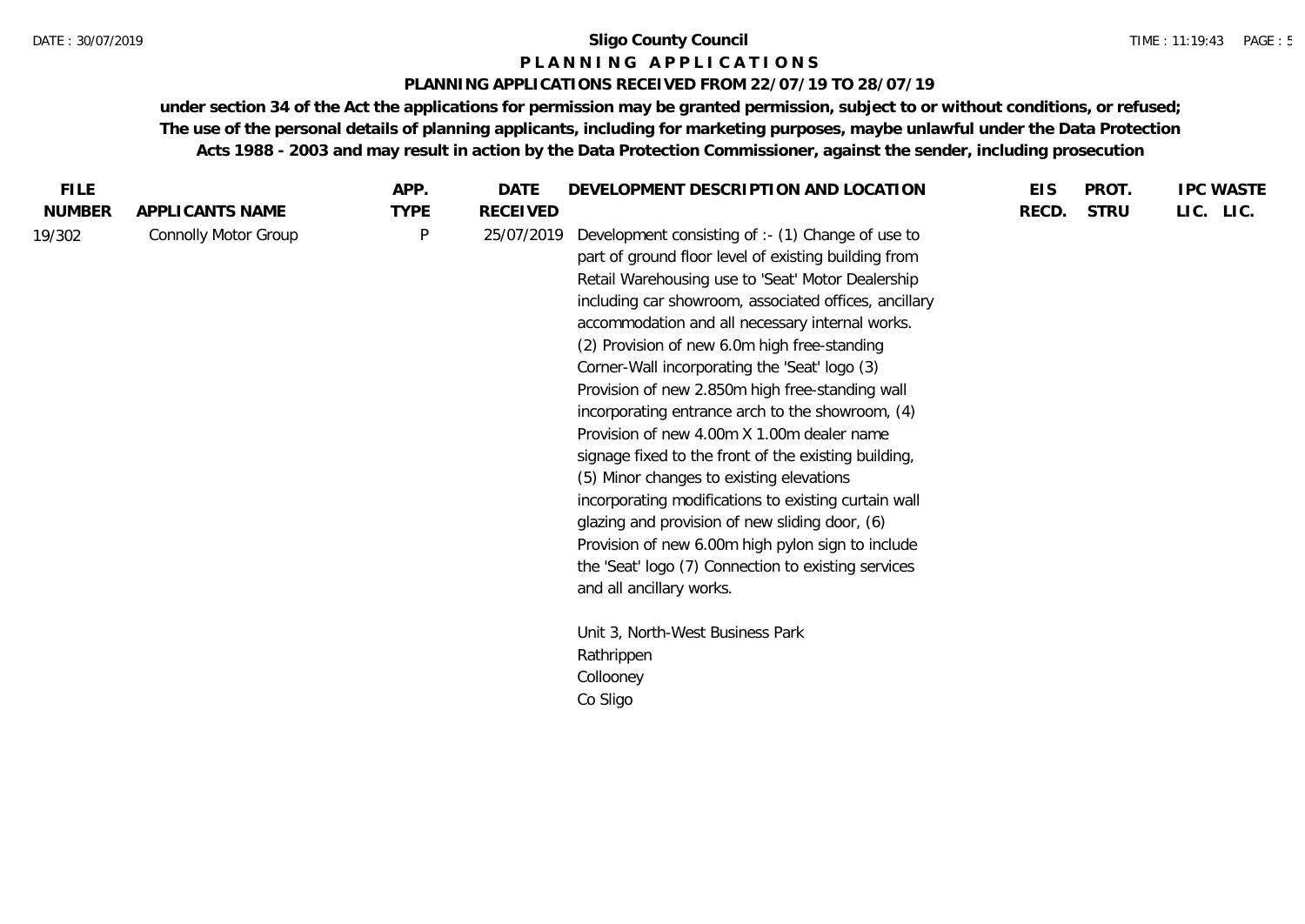**Sligo County Council**

**P L A N N I N G   A P P L I C A T I O N S**

**PLANNING APPLICATIONS RECEIVED FROM 22/07/19 TO 28/07/19**

**under section 34 of the Act the applications for permission may be granted permission, subject to or without conditions, or refused; The use of the personal details of planning applicants, including for marketing purposes, maybe unlawful under the Data Protection Acts 1988 - 2003 and may result in action by the Data Protection Commissioner, against the sender, including prosecution**

| FILE NUMBER | APPLICANTS NAME | APP. TYPE | DATE RECEIVED | DEVELOPMENT DESCRIPTION AND LOCATION | EIS RECD. | PROT. STRU | IPC LIC. | WASTE LIC. |
|---|---|---|---|---|---|---|---|---|
| 19/302 | Connolly Motor Group | P | 25/07/2019 | Development consisting of :- (1) Change of use to part of ground floor level of existing building from Retail Warehousing use to 'Seat' Motor Dealership including car showroom, associated offices, ancillary accommodation and all necessary internal works. (2) Provision of new 6.0m high free-standing Corner-Wall incorporating the 'Seat' logo (3) Provision of new 2.850m high free-standing wall incorporating entrance arch to the showroom, (4) Provision of new 4.00m X 1.00m dealer name signage fixed to the front of the existing building, (5) Minor changes to existing elevations incorporating modifications to existing curtain wall glazing and provision of new sliding door, (6) Provision of new 6.00m high pylon sign to include the 'Seat' logo (7) Connection to existing services and all ancillary works.<br><br>Unit 3, North-West Business Park<br>Rathrippen<br>Collooney<br>Co Sligo | | | | |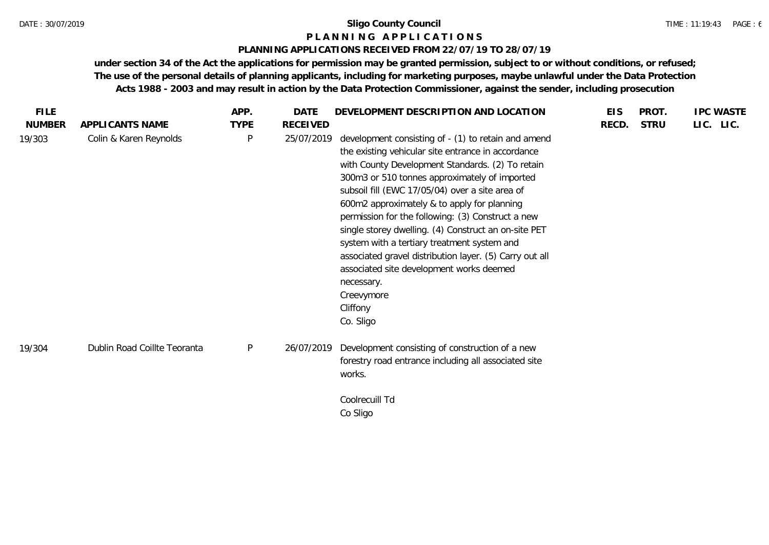**Sligo County Council**

# P L A N N I N G   A P P L I C A T I O N S

## PLANNING APPLICATIONS RECEIVED FROM 22/07/19 TO 28/07/19

**under section 34 of the Act the applications for permission may be granted permission, subject to or without conditions, or refused; The use of the personal details of planning applicants, including for marketing purposes, maybe unlawful under the Data Protection Acts 1988 - 2003 and may result in action by the Data Protection Commissioner, against the sender, including prosecution**

| FILE NUMBER | APPLICANTS NAME | APP. TYPE | DATE RECEIVED | DEVELOPMENT DESCRIPTION AND LOCATION | EIS RECD. | PROT. STRU | IPC LIC. | WASTE LIC. |
|---|---|---|---|---|---|---|---|---|
| 19/303 | Colin & Karen Reynolds | P | 25/07/2019 | development consisting of - (1) to retain and amend the existing vehicular site entrance in accordance with County Development Standards. (2) To retain 300m3 or 510 tonnes approximately of imported subsoil fill (EWC 17/05/04) over a site area of 600m2 approximately & to apply for planning permission for the following: (3) Construct a new single storey dwelling. (4) Construct an on-site PET system with a tertiary treatment system and associated gravel distribution layer. (5) Carry out all associated site development works deemed necessary.<br>Creevymore<br>Cliffony<br>Co. Sligo | | | | |
| 19/304 | Dublin Road Coillte Teoranta | P | 26/07/2019 | Development consisting of construction of a new forestry road entrance including all associated site works.<br><br>Coolrecuill Td<br>Co Sligo | | | | |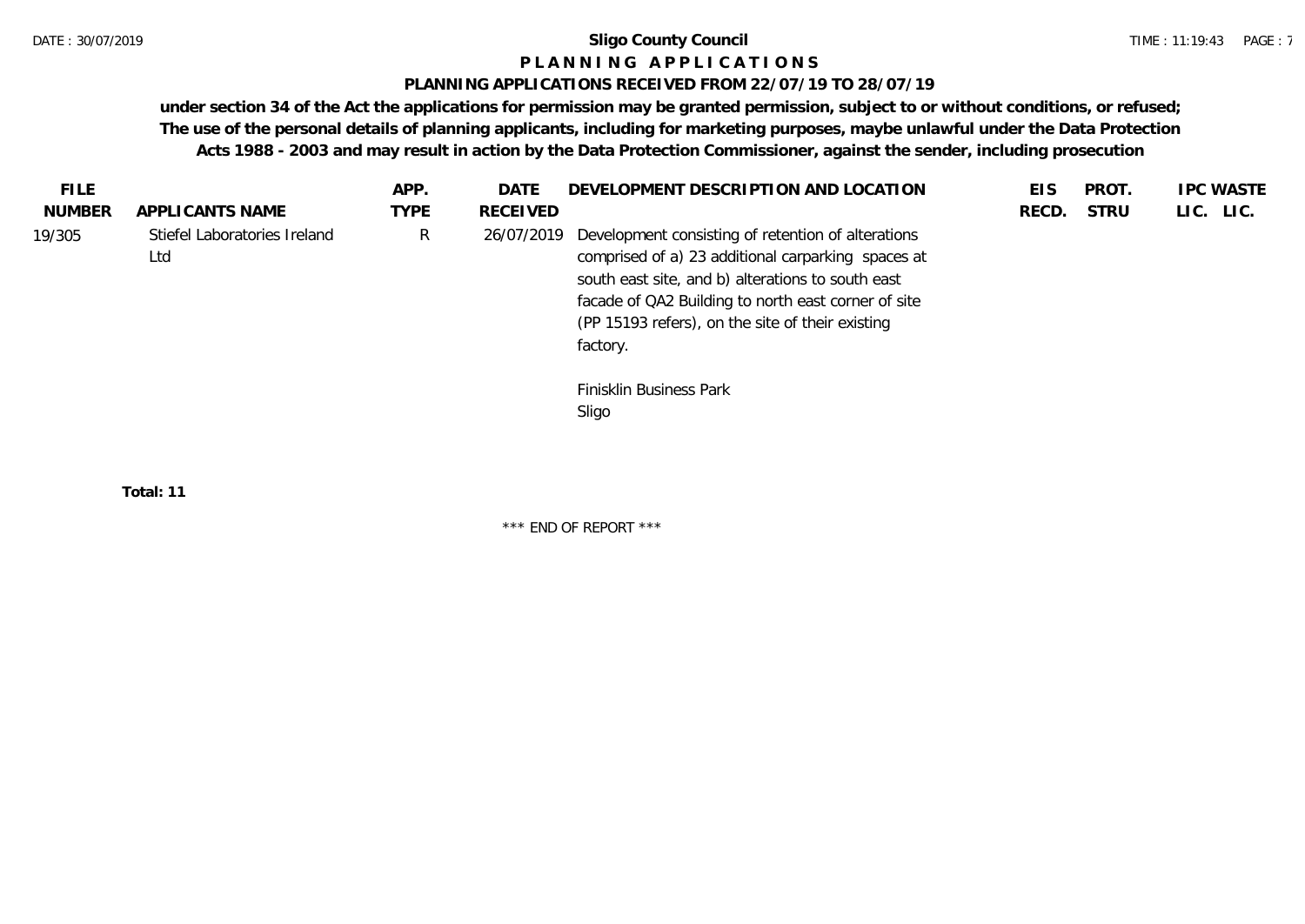# Sligo County Council

## P L A N N I N G   A P P L I C A T I O N S

### PLANNING APPLICATIONS RECEIVED FROM 22/07/19 TO 28/07/19

**under section 34 of the Act the applications for permission may be granted permission, subject to or without conditions, or refused; The use of the personal details of planning applicants, including for marketing purposes, maybe unlawful under the Data Protection Acts 1988 - 2003 and may result in action by the Data Protection Commissioner, against the sender, including prosecution**

| FILE NUMBER | APPLICANTS NAME | APP. TYPE | DATE RECEIVED | DEVELOPMENT DESCRIPTION AND LOCATION | EIS RECD. | PROT. STRU | IPC LIC. | WASTE LIC. |
|---|---|---|---|---|---|---|---|---|
| 19/305 | Stiefel Laboratories Ireland Ltd | R | 26/07/2019 | Development consisting of retention of alterations comprised of a) 23 additional carparking spaces at south east site, and b) alterations to south east facade of QA2 Building to north east corner of site (PP 15193 refers), on the site of their existing factory.<br><br>Finisklin Business Park<br>Sligo | | | | |

**Total: 11**

\*\*\* END OF REPORT \*\*\*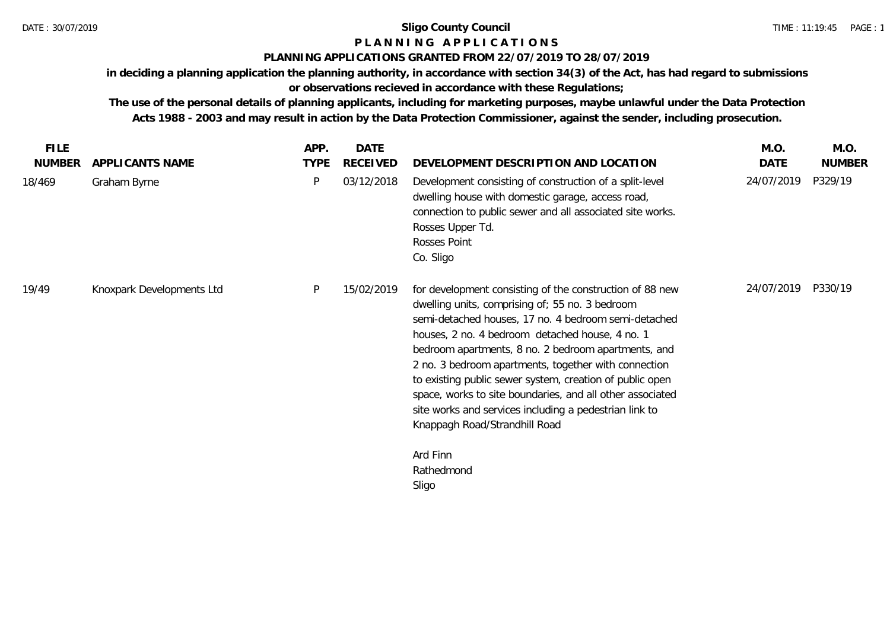**Sligo County Council**

**PLANNING APPLICATIONS**

**PLANNING APPLICATIONS GRANTED FROM 22/07/2019 TO 28/07/2019**

**in deciding a planning application the planning authority, in accordance with section 34(3) of the Act, has had regard to submissions or observations recieved in accordance with these Regulations;**

**The use of the personal details of planning applicants, including for marketing purposes, maybe unlawful under the Data Protection Acts 1988 - 2003 and may result in action by the Data Protection Commissioner, against the sender, including prosecution.**

| FILE NUMBER | APPLICANTS NAME | APP. TYPE | DATE RECEIVED | DEVELOPMENT DESCRIPTION AND LOCATION | M.O. DATE | M.O. NUMBER |
|---|---|---|---|---|---|---|
| 18/469 | Graham Byrne | P | 03/12/2018 | Development consisting of construction of a split-level dwelling house with domestic garage, access road, connection to public sewer and all associated site works. Rosses Upper Td. Rosses Point Co. Sligo | 24/07/2019 | P329/19 |
| 19/49 | Knoxpark Developments Ltd | P | 15/02/2019 | for development consisting of the construction of 88 new dwelling units, comprising of; 55 no. 3 bedroom semi-detached houses, 17 no. 4 bedroom semi-detached houses, 2 no. 4 bedroom detached house, 4 no. 1 bedroom apartments, 8 no. 2 bedroom apartments, and 2 no. 3 bedroom apartments, together with connection to existing public sewer system, creation of public open space, works to site boundaries, and all other associated site works and services including a pedestrian link to Knappagh Road/Strandhill Road Ard Finn Rathedmond Sligo | 24/07/2019 | P330/19 |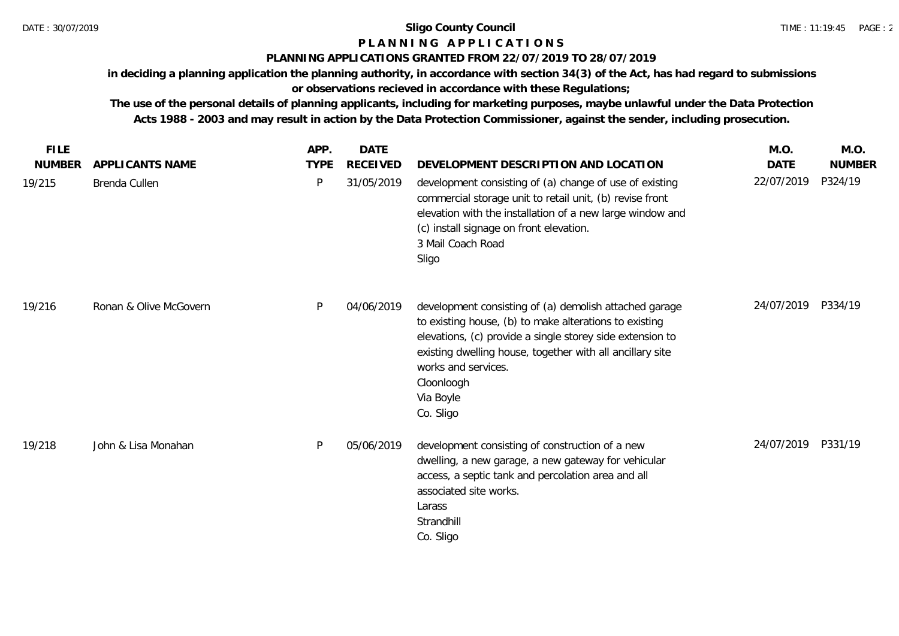**Sligo County Council**

**P L A N N I N G   A P P L I C A T I O N S**

**PLANNING APPLICATIONS GRANTED FROM 22/07/2019 TO 28/07/2019**

**in deciding a planning application the planning authority, in accordance with section 34(3) of the Act, has had regard to submissions or observations recieved in accordance with these Regulations;**

**The use of the personal details of planning applicants, including for marketing purposes, maybe unlawful under the Data Protection Acts 1988 - 2003 and may result in action by the Data Protection Commissioner, against the sender, including prosecution.**

| FILE NUMBER | APPLICANTS NAME | APP. TYPE | DATE RECEIVED | DEVELOPMENT DESCRIPTION AND LOCATION | M.O. DATE | M.O. NUMBER |
|---|---|---|---|---|---|---|
| 19/215 | Brenda Cullen | P | 31/05/2019 | development consisting of (a) change of use of existing commercial storage unit to retail unit, (b) revise front elevation with the installation of a new large window and (c) install signage on front elevation.<br>3 Mail Coach Road<br>Sligo | 22/07/2019 | P324/19 |
| 19/216 | Ronan & Olive McGovern | P | 04/06/2019 | development consisting of (a) demolish attached garage to existing house, (b) to make alterations to existing elevations, (c) provide a single storey side extension to existing dwelling house, together with all ancillary site works and services.<br>Cloonloogh<br>Via Boyle<br>Co. Sligo | 24/07/2019 | P334/19 |
| 19/218 | John & Lisa Monahan | P | 05/06/2019 | development consisting of construction of a new dwelling, a new garage, a new gateway for vehicular access, a septic tank and percolation area and all associated site works.<br>Larass<br>Strandhill<br>Co. Sligo | 24/07/2019 | P331/19 |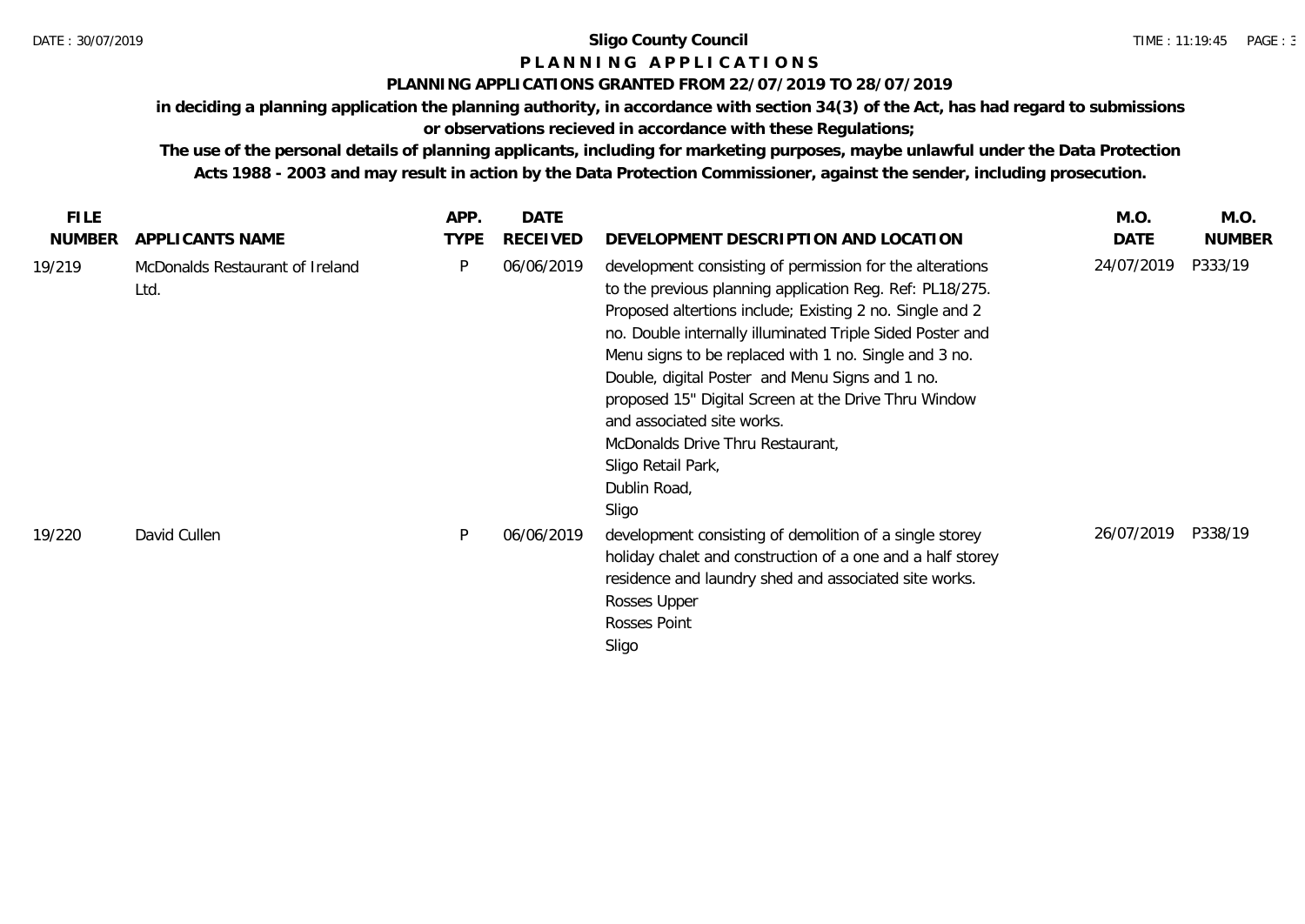**Sligo County Council**

**P L A N N I N G   A P P L I C A T I O N S**

**PLANNING APPLICATIONS GRANTED FROM 22/07/2019 TO 28/07/2019**

**in deciding a planning application the planning authority, in accordance with section 34(3) of the Act, has had regard to submissions or observations recieved in accordance with these Regulations;**

**The use of the personal details of planning applicants, including for marketing purposes, maybe unlawful under the Data Protection Acts 1988 - 2003 and may result in action by the Data Protection Commissioner, against the sender, including prosecution.**

| FILE NUMBER | APPLICANTS NAME | APP. TYPE | DATE RECEIVED | DEVELOPMENT DESCRIPTION AND LOCATION | M.O. DATE | M.O. NUMBER |
|---|---|---|---|---|---|---|
| 19/219 | McDonalds Restaurant of Ireland Ltd. | P | 06/06/2019 | development consisting of permission for the alterations to the previous planning application Reg. Ref: PL18/275. Proposed altertions include; Existing 2 no. Single and 2 no. Double internally illuminated Triple Sided Poster and Menu signs to be replaced with 1 no. Single and 3 no. Double, digital Poster and Menu Signs and 1 no. proposed 15" Digital Screen at the Drive Thru Window and associated site works.<br>McDonalds Drive Thru Restaurant,<br>Sligo Retail Park,<br>Dublin Road,<br>Sligo | 24/07/2019 | P333/19 |
| 19/220 | David Cullen | P | 06/06/2019 | development consisting of demolition of a single storey holiday chalet and construction of a one and a half storey residence and laundry shed and associated site works.<br>Rosses Upper<br>Rosses Point<br>Sligo | 26/07/2019 | P338/19 |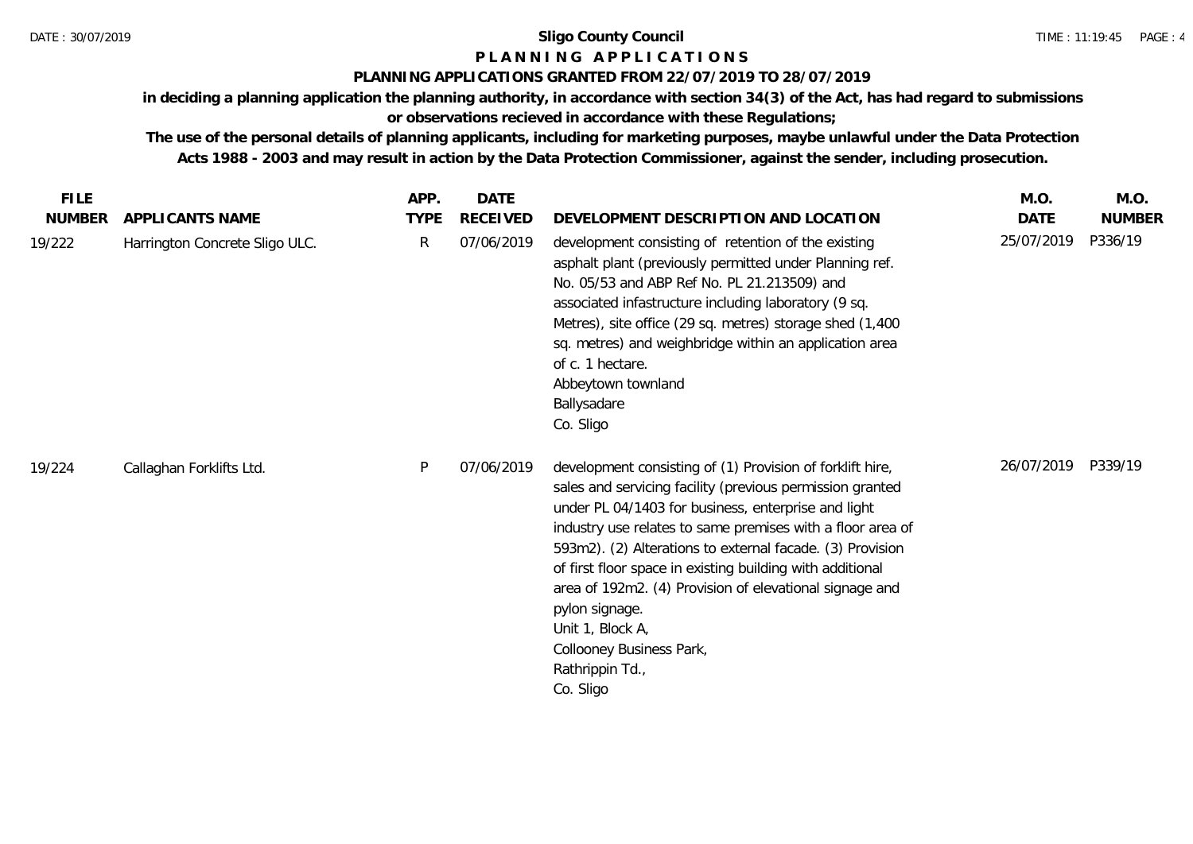**Sligo County Council**

**P L A N N I N G   A P P L I C A T I O N S**

**PLANNING APPLICATIONS GRANTED FROM 22/07/2019 TO 28/07/2019**

**in deciding a planning application the planning authority, in accordance with section 34(3) of the Act, has had regard to submissions or observations recieved in accordance with these Regulations;**

**The use of the personal details of planning applicants, including for marketing purposes, maybe unlawful under the Data Protection Acts 1988 - 2003 and may result in action by the Data Protection Commissioner, against the sender, including prosecution.**

| FILE NUMBER | APPLICANTS NAME | APP. TYPE | DATE RECEIVED | DEVELOPMENT DESCRIPTION AND LOCATION | M.O. DATE | M.O. NUMBER |
|---|---|---|---|---|---|---|
| 19/222 | Harrington Concrete Sligo ULC. | R | 07/06/2019 | development consisting of retention of the existing asphalt plant (previously permitted under Planning ref. No. 05/53 and ABP Ref No. PL 21.213509) and associated infastructure including laboratory (9 sq. Metres), site office (29 sq. metres) storage shed (1,400 sq. metres) and weighbridge within an application area of c. 1 hectare.<br>Abbeytown townland<br>Ballysadare<br>Co. Sligo | 25/07/2019 | P336/19 |
| 19/224 | Callaghan Forklifts Ltd. | P | 07/06/2019 | development consisting of (1) Provision of forklift hire, sales and servicing facility (previous permission granted under PL 04/1403 for business, enterprise and light industry use relates to same premises with a floor area of 593m2). (2) Alterations to external facade. (3) Provision of first floor space in existing building with additional area of 192m2. (4) Provision of elevational signage and pylon signage.<br>Unit 1, Block A,<br>Collooney Business Park,<br>Rathrippin Td.,<br>Co. Sligo | 26/07/2019 | P339/19 |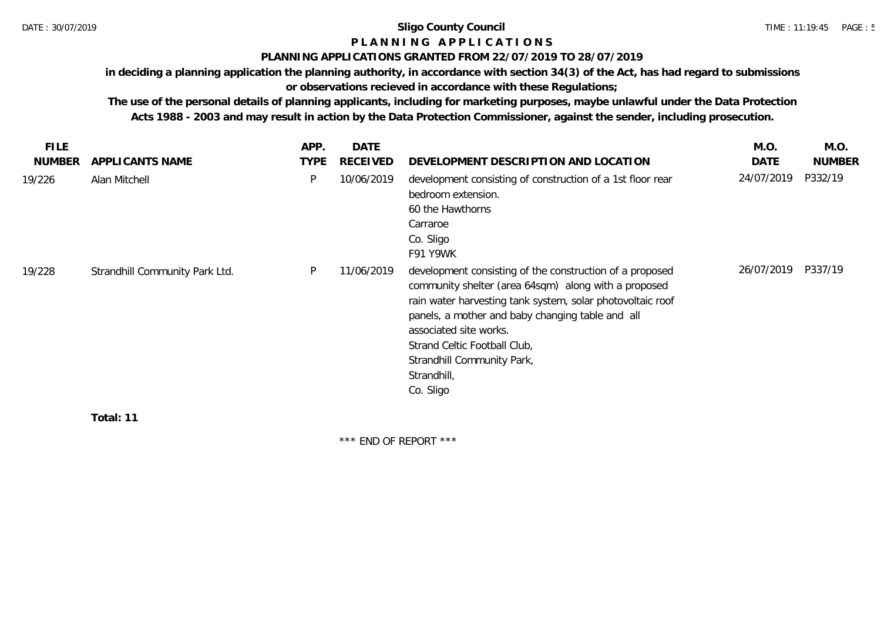**Sligo County Council**

**P L A N N I N G   A P P L I C A T I O N S**

**PLANNING APPLICATIONS GRANTED FROM 22/07/2019 TO 28/07/2019**

**in deciding a planning application the planning authority, in accordance with section 34(3) of the Act, has had regard to submissions or observations recieved in accordance with these Regulations;**

**The use of the personal details of planning applicants, including for marketing purposes, maybe unlawful under the Data Protection Acts 1988 - 2003 and may result in action by the Data Protection Commissioner, against the sender, including prosecution.**

| FILE NUMBER | APPLICANTS NAME | APP. TYPE | DATE RECEIVED | DEVELOPMENT DESCRIPTION AND LOCATION | M.O. DATE | M.O. NUMBER |
|---|---|---|---|---|---|---|
| 19/226 | Alan Mitchell | P | 10/06/2019 | development consisting of construction of a 1st floor rear bedroom extension.<br>60 the Hawthorns<br>Carraroe<br>Co. Sligo<br>F91 Y9WK | 24/07/2019 | P332/19 |
| 19/228 | Strandhill Community Park Ltd. | P | 11/06/2019 | development consisting of the construction of a proposed community shelter (area 64sqm) along with a proposed rain water harvesting tank system, solar photovoltaic roof panels, a mother and baby changing table and all associated site works.<br>Strand Celtic Football Club,<br>Strandhill Community Park,<br>Strandhill,<br>Co. Sligo | 26/07/2019 | P337/19 |

**Total: 11**

\*\*\* END OF REPORT \*\*\*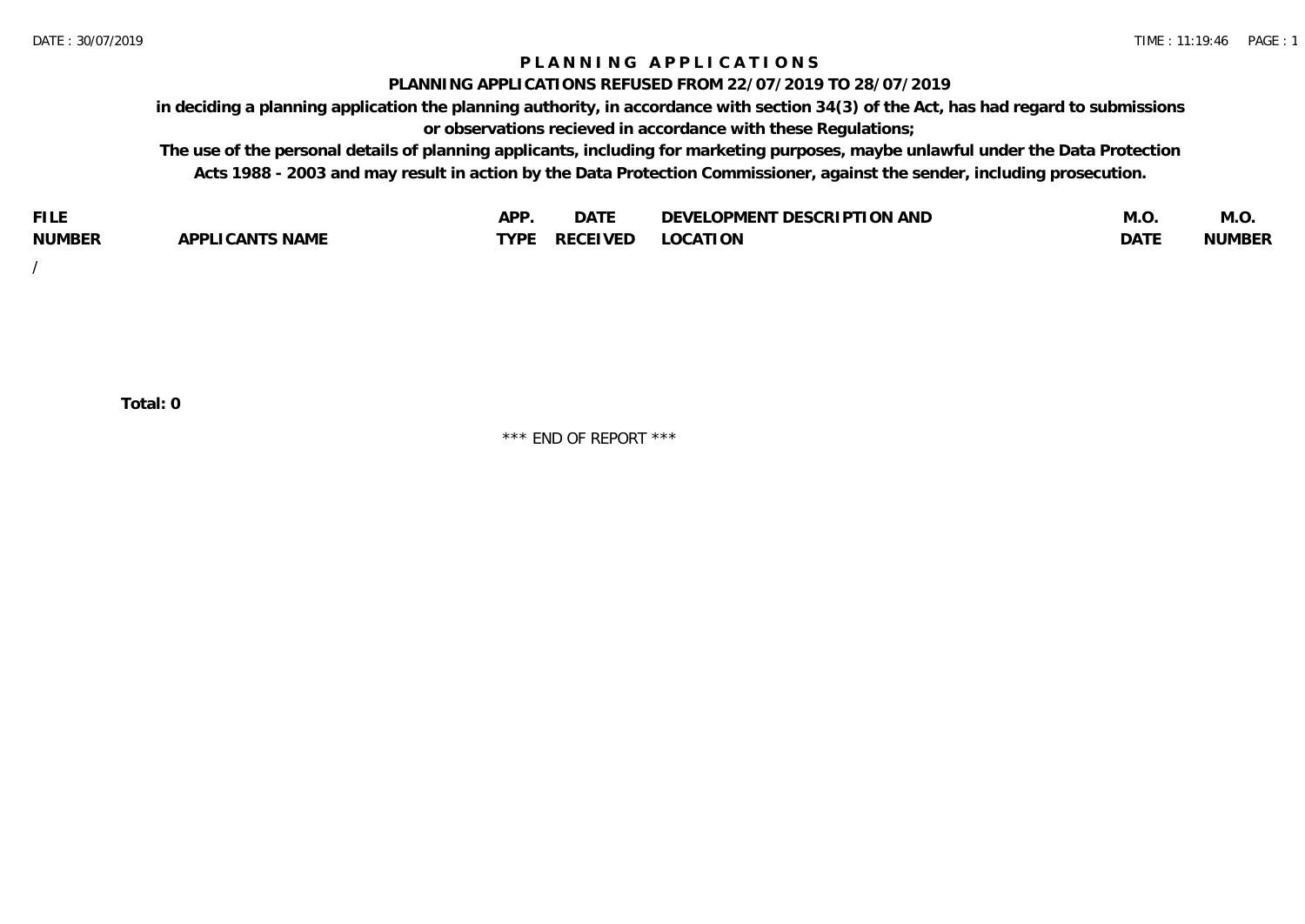# PLANNING APPLICATIONS

## PLANNING APPLICATIONS REFUSED FROM 22/07/2019 TO 28/07/2019

**in deciding a planning application the planning authority, in accordance with section 34(3) of the Act, has had regard to submissions or observations recieved in accordance with these Regulations;**

**The use of the personal details of planning applicants, including for marketing purposes, maybe unlawful under the Data Protection Acts 1988 - 2003 and may result in action by the Data Protection Commissioner, against the sender, including prosecution.**

| FILE NUMBER | APPLICANTS NAME | APP. TYPE | DATE RECEIVED | DEVELOPMENT DESCRIPTION AND LOCATION | M.O. DATE | M.O. NUMBER |
|---|---|---|---|---|---|---|
| / | | | | | | |

**Total: 0**

\*\*\* END OF REPORT \*\*\*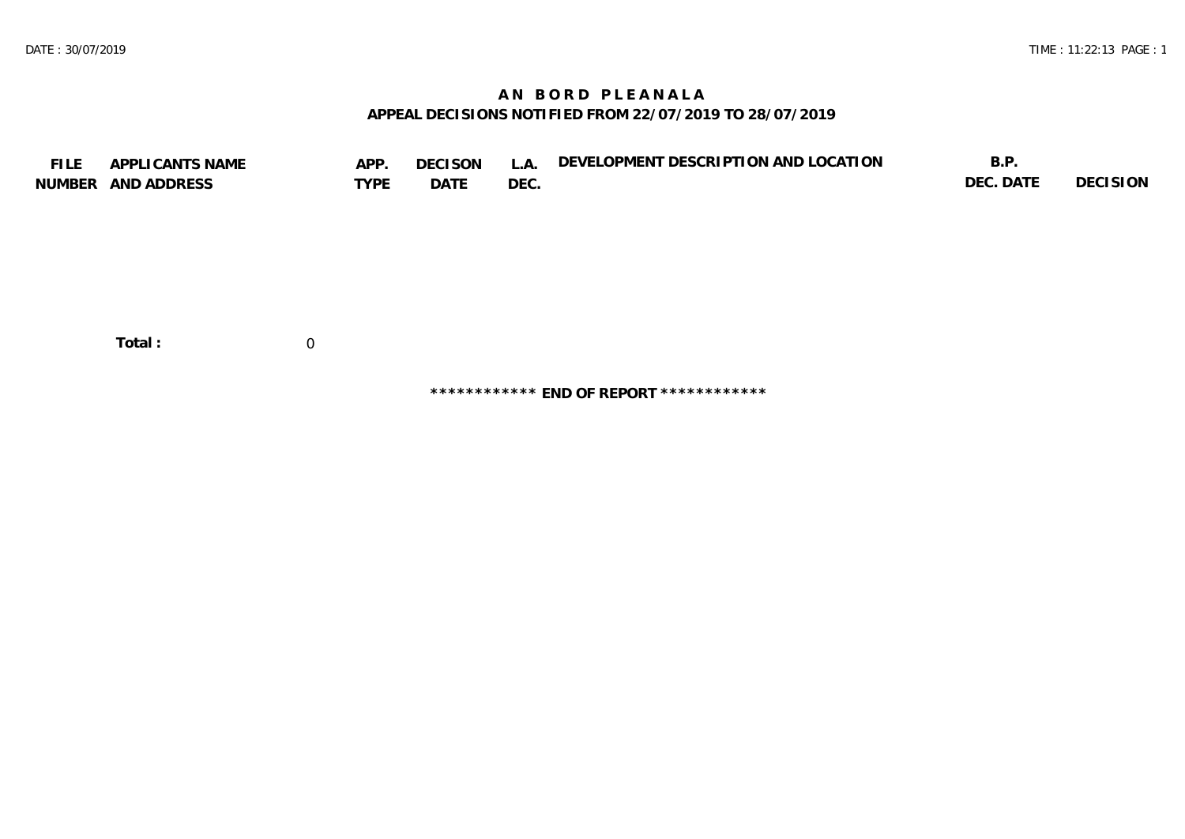# AN BORD PLEANALA

## APPEAL DECISIONS NOTIFIED FROM 22/07/2019 TO 28/07/2019

| FILE NUMBER | APPLICANTS NAME AND ADDRESS | APP. TYPE | DECISON DATE | L.A. DEC. | DEVELOPMENT DESCRIPTION AND LOCATION | B.P. DEC. DATE | DECISION |
|---|---|---|---|---|---|---|---|

**Total :** 0

************ **END OF REPORT** ************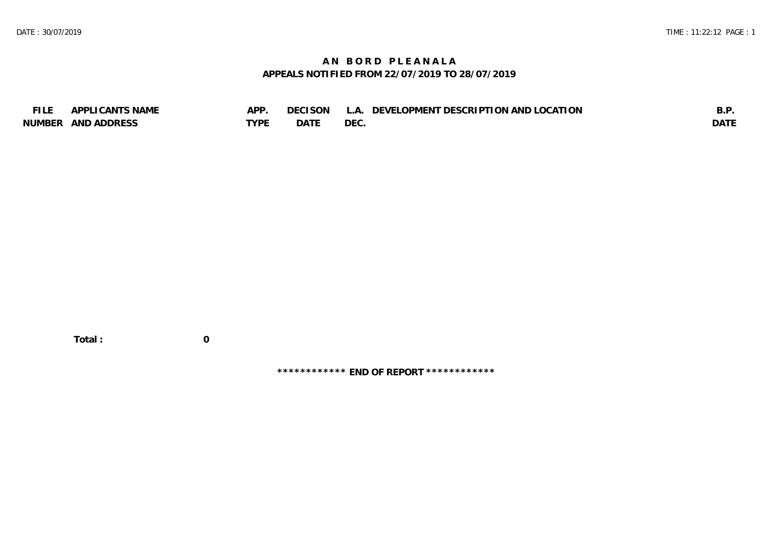# AN BORD PLEANALA

## APPEALS NOTIFIED FROM 22/07/2019 TO 28/07/2019

| FILE NUMBER | APPLICANTS NAME AND ADDRESS | APP. TYPE | DECISON DATE | L.A. DEC. | DEVELOPMENT DESCRIPTION AND LOCATION | B.P. DATE |
|---|---|---|---|---|---|---|

**Total : 0**

**************** END OF REPORT ****************